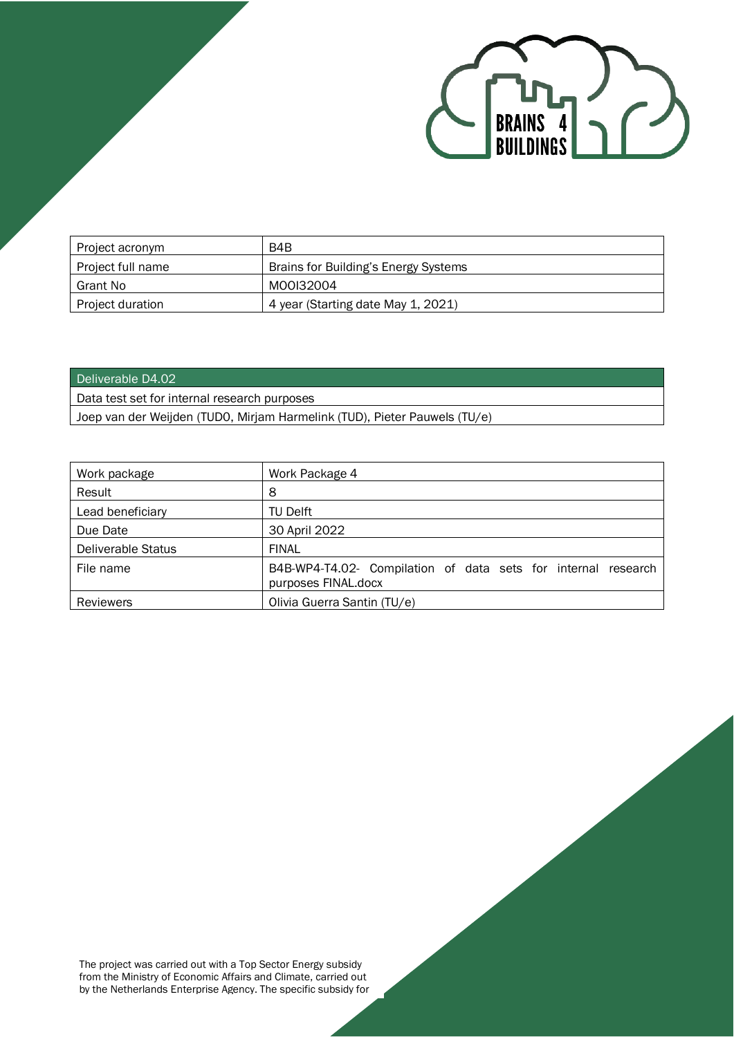BRAINS 4 BUILDINGS

| Project acronym | B4B |
|---|---|
| Project full name | Brains for Building's Energy Systems |
| Grant No | MOOI32004 |
| Project duration | 4 year (Starting date May 1, 2021) |

| Deliverable D4.02 |
|---|
| Data test set for internal research purposes |
| Joep van der Weijden (TUDO, Mirjam Harmelink (TUD), Pieter Pauwels (TU/e) |

| Work package | Work Package 4 |
|---|---|
| Result | 8 |
| Lead beneficiary | TU Delft |
| Due Date | 30 April 2022 |
| Deliverable Status | FINAL |
| File name | B4B-WP4-T4.02- Compilation of data sets for internal research purposes FINAL.docx |
| Reviewers | Olivia Guerra Santin (TU/e) |

The project was carried out with a Top Sector Energy subsidy from the Ministry of Economic Affairs and Climate, carried out by the Netherlands Enterprise Agency. The specific subsidy for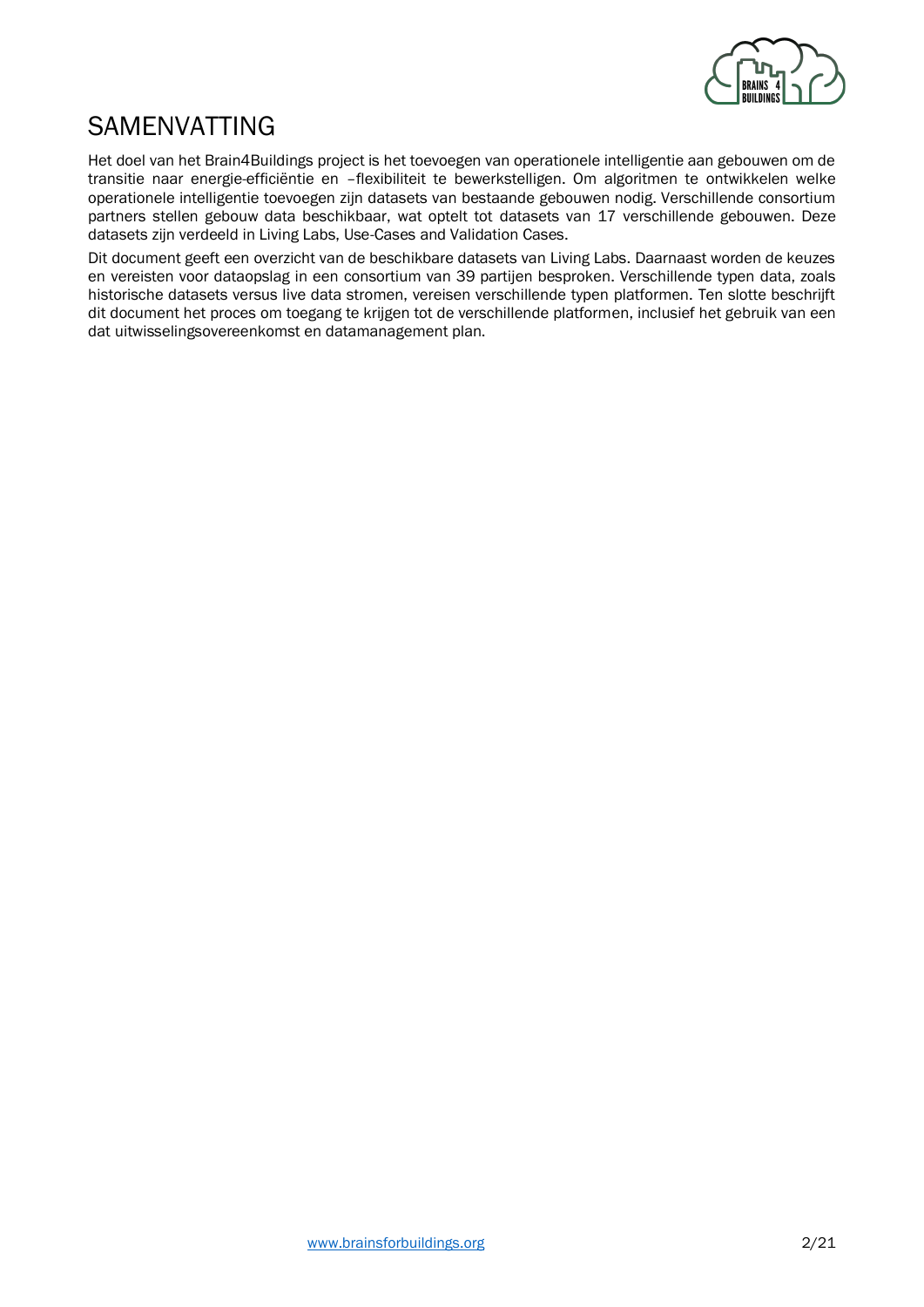# SAMENVATTING

Het doel van het Brain4Buildings project is het toevoegen van operationele intelligentie aan gebouwen om de transitie naar energie-efficiëntie en –flexibiliteit te bewerkstelligen. Om algoritmen te ontwikkelen welke operationele intelligentie toevoegen zijn datasets van bestaande gebouwen nodig. Verschillende consortium partners stellen gebouw data beschikbaar, wat optelt tot datasets van 17 verschillende gebouwen. Deze datasets zijn verdeeld in Living Labs, Use-Cases and Validation Cases.

Dit document geeft een overzicht van de beschikbare datasets van Living Labs. Daarnaast worden de keuzes en vereisten voor dataopslag in een consortium van 39 partijen besproken. Verschillende typen data, zoals historische datasets versus live data stromen, vereisen verschillende typen platformen. Ten slotte beschrijft dit document het proces om toegang te krijgen tot de verschillende platformen, inclusief het gebruik van een dat uitwisselingsovereenkomst en datamanagement plan.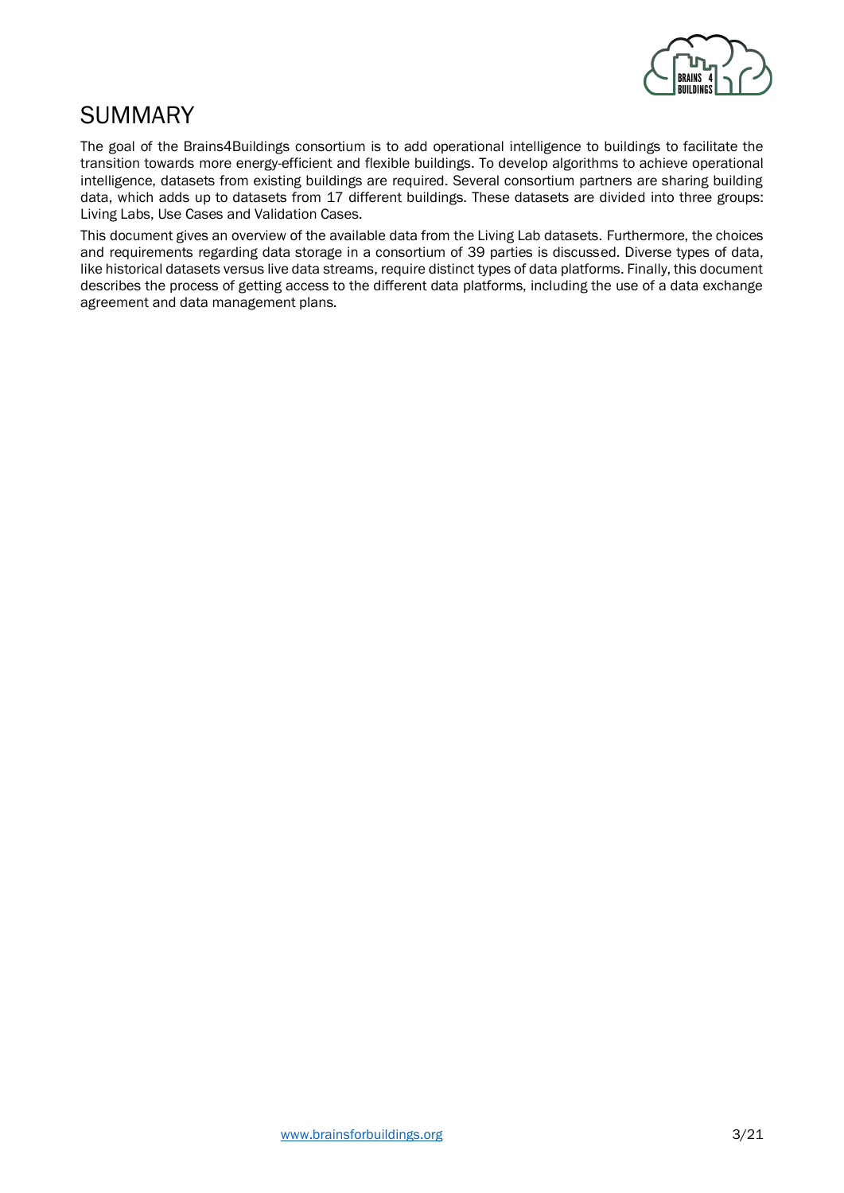# SUMMARY

The goal of the Brains4Buildings consortium is to add operational intelligence to buildings to facilitate the transition towards more energy-efficient and flexible buildings. To develop algorithms to achieve operational intelligence, datasets from existing buildings are required. Several consortium partners are sharing building data, which adds up to datasets from 17 different buildings. These datasets are divided into three groups: Living Labs, Use Cases and Validation Cases.

This document gives an overview of the available data from the Living Lab datasets. Furthermore, the choices and requirements regarding data storage in a consortium of 39 parties is discussed. Diverse types of data, like historical datasets versus live data streams, require distinct types of data platforms. Finally, this document describes the process of getting access to the different data platforms, including the use of a data exchange agreement and data management plans.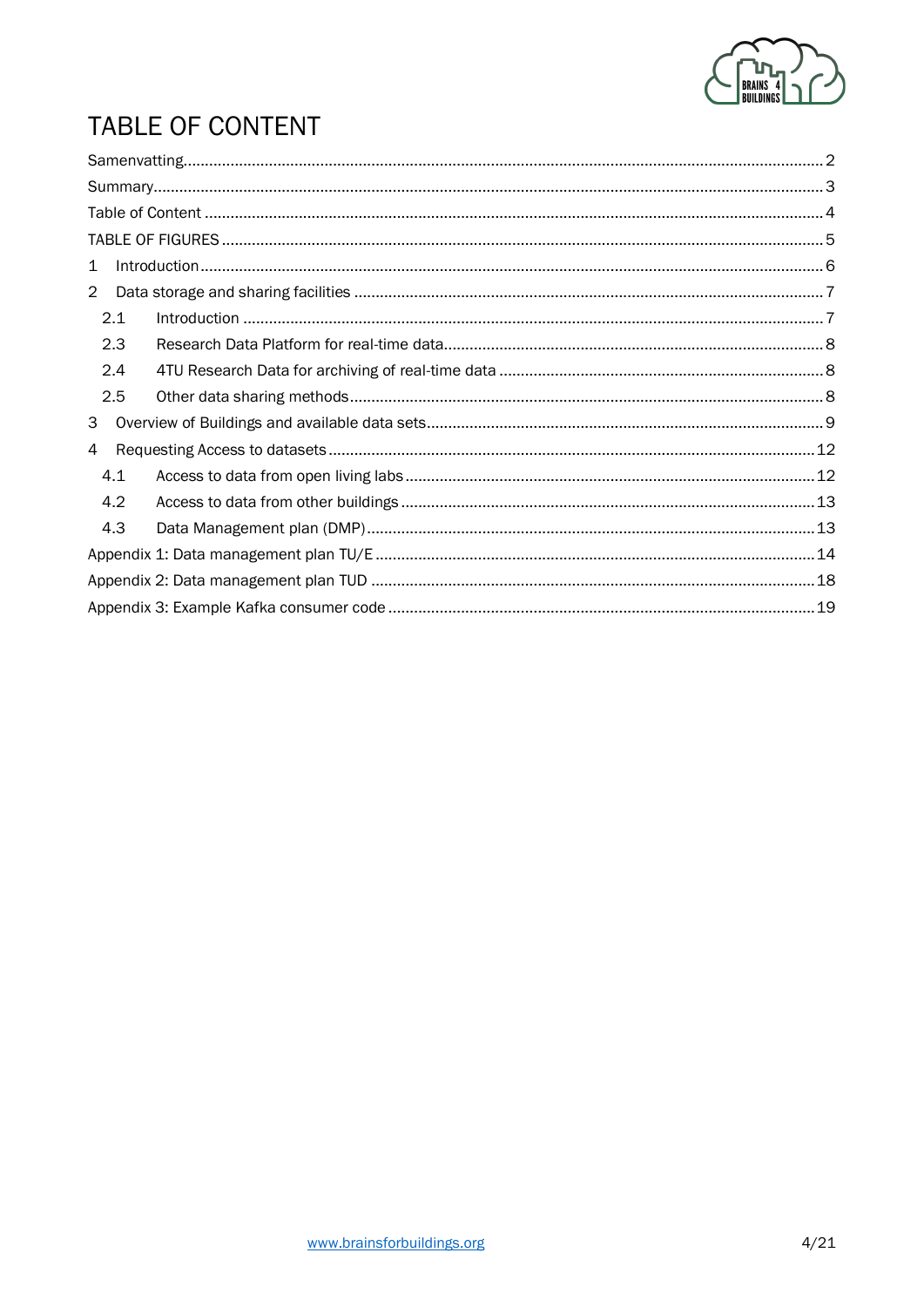# TABLE OF CONTENT

Samenvatting .......... 2
Summary .......... 3
Table of Content .......... 4
TABLE OF FIGURES .......... 5
1 Introduction .......... 6
2 Data storage and sharing facilities .......... 7
  2.1 Introduction .......... 7
  2.3 Research Data Platform for real-time data .......... 8
  2.4 4TU Research Data for archiving of real-time data .......... 8
  2.5 Other data sharing methods .......... 8
3 Overview of Buildings and available data sets .......... 9
4 Requesting Access to datasets .......... 12
  4.1 Access to data from open living labs .......... 12
  4.2 Access to data from other buildings .......... 13
  4.3 Data Management plan (DMP) .......... 13
Appendix 1: Data management plan TU/E .......... 14
Appendix 2: Data management plan TUD .......... 18
Appendix 3: Example Kafka consumer code .......... 19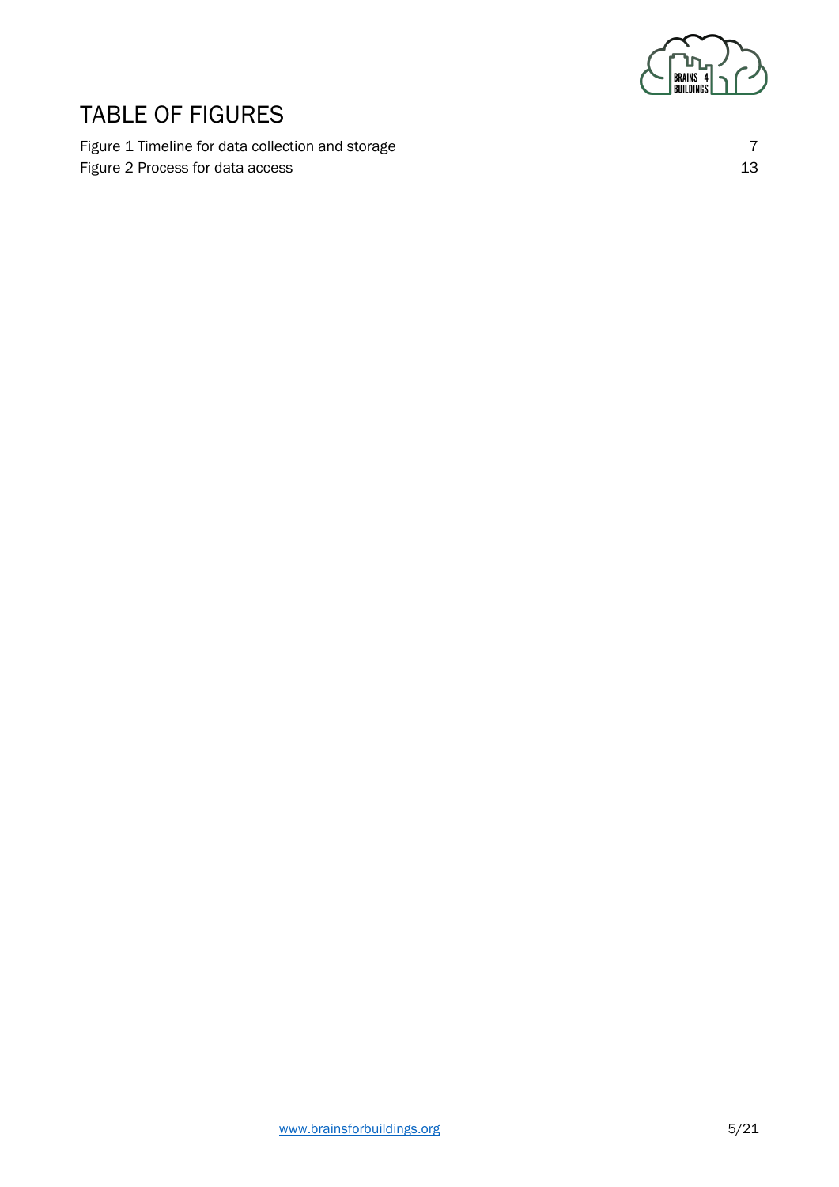# TABLE OF FIGURES

| | |
|---|---|
| Figure 1 Timeline for data collection and storage | 7 |
| Figure 2 Process for data access | 13 |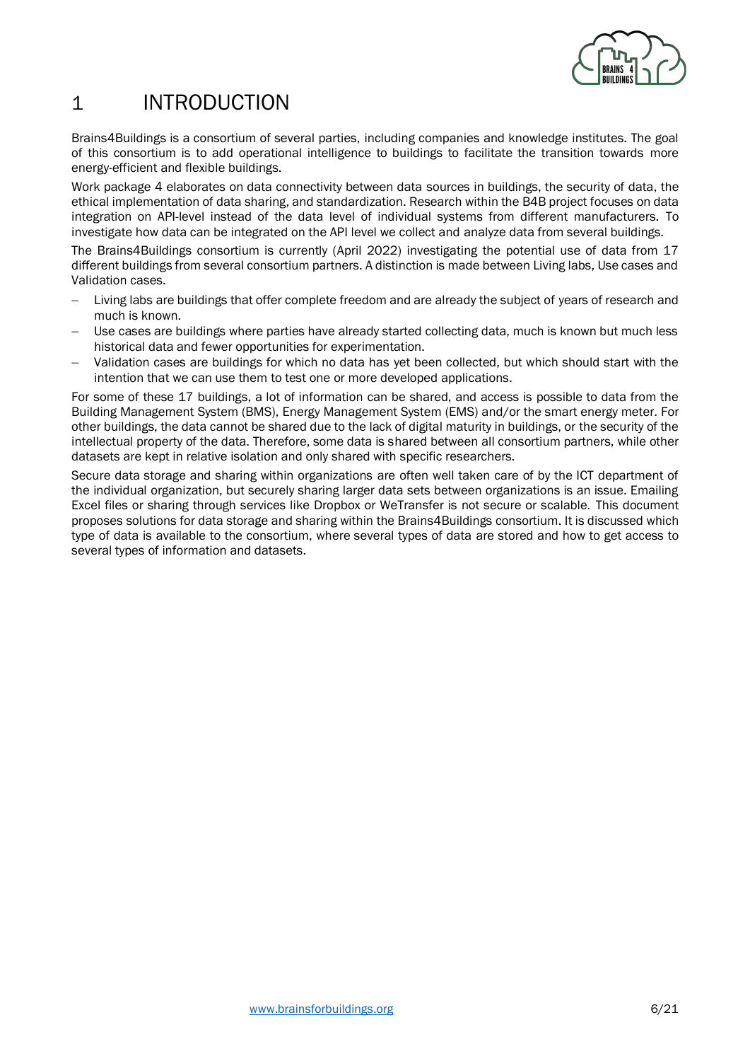# 1 INTRODUCTION

Brains4Buildings is a consortium of several parties, including companies and knowledge institutes. The goal of this consortium is to add operational intelligence to buildings to facilitate the transition towards more energy-efficient and flexible buildings.

Work package 4 elaborates on data connectivity between data sources in buildings, the security of data, the ethical implementation of data sharing, and standardization. Research within the B4B project focuses on data integration on API-level instead of the data level of individual systems from different manufacturers. To investigate how data can be integrated on the API level we collect and analyze data from several buildings.

The Brains4Buildings consortium is currently (April 2022) investigating the potential use of data from 17 different buildings from several consortium partners. A distinction is made between Living labs, Use cases and Validation cases.

- Living labs are buildings that offer complete freedom and are already the subject of years of research and much is known.
- Use cases are buildings where parties have already started collecting data, much is known but much less historical data and fewer opportunities for experimentation.
- Validation cases are buildings for which no data has yet been collected, but which should start with the intention that we can use them to test one or more developed applications.

For some of these 17 buildings, a lot of information can be shared, and access is possible to data from the Building Management System (BMS), Energy Management System (EMS) and/or the smart energy meter. For other buildings, the data cannot be shared due to the lack of digital maturity in buildings, or the security of the intellectual property of the data. Therefore, some data is shared between all consortium partners, while other datasets are kept in relative isolation and only shared with specific researchers.

Secure data storage and sharing within organizations are often well taken care of by the ICT department of the individual organization, but securely sharing larger data sets between organizations is an issue. Emailing Excel files or sharing through services like Dropbox or WeTransfer is not secure or scalable. This document proposes solutions for data storage and sharing within the Brains4Buildings consortium. It is discussed which type of data is available to the consortium, where several types of data are stored and how to get access to several types of information and datasets.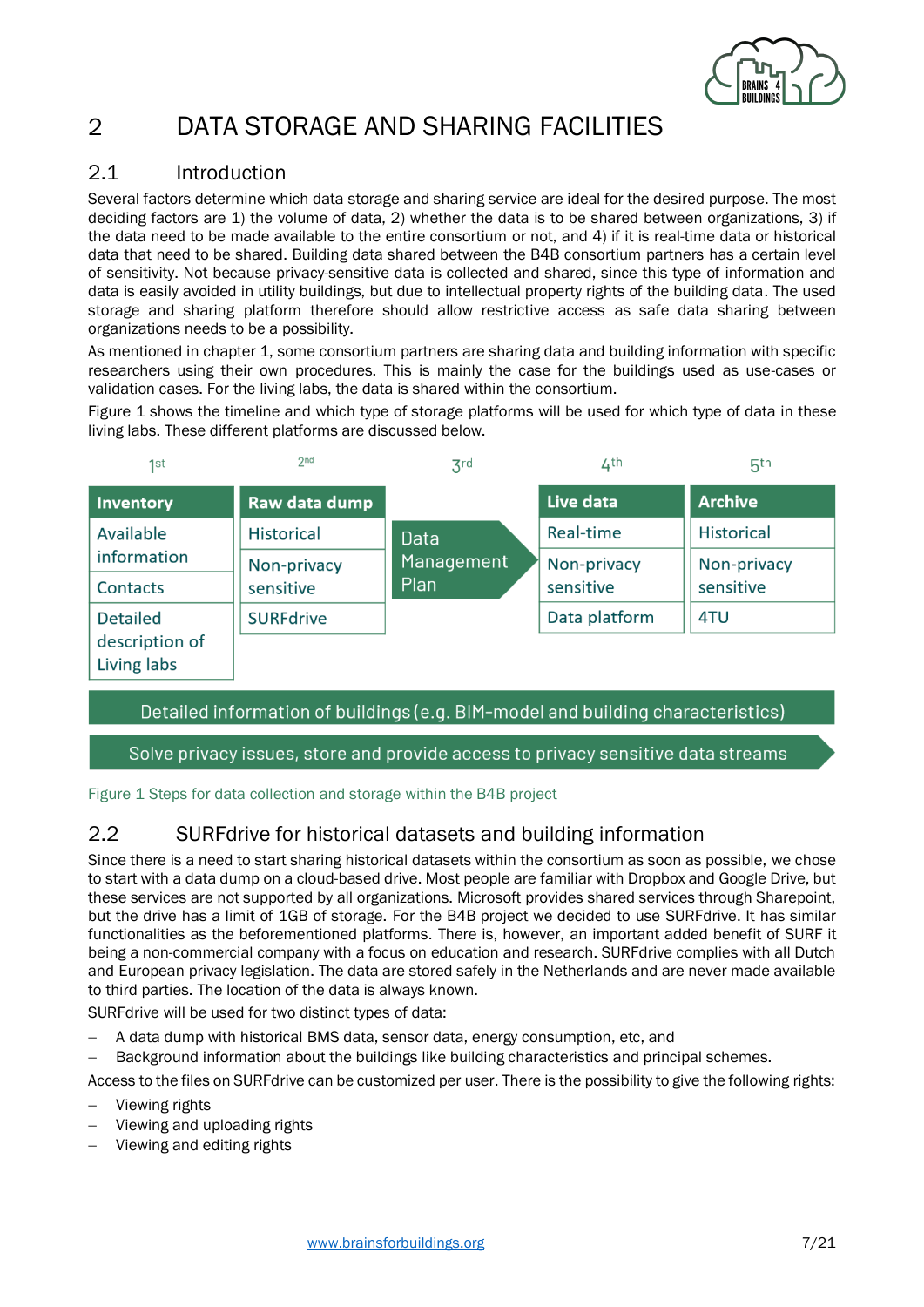# 2 DATA STORAGE AND SHARING FACILITIES

## 2.1 Introduction

Several factors determine which data storage and sharing service are ideal for the desired purpose. The most deciding factors are 1) the volume of data, 2) whether the data is to be shared between organizations, 3) if the data need to be made available to the entire consortium or not, and 4) if it is real-time data or historical data that need to be shared. Building data shared between the B4B consortium partners has a certain level of sensitivity. Not because privacy-sensitive data is collected and shared, since this type of information and data is easily avoided in utility buildings, but due to intellectual property rights of the building data. The used storage and sharing platform therefore should allow restrictive access as safe data sharing between organizations needs to be a possibility.

As mentioned in chapter 1, some consortium partners are sharing data and building information with specific researchers using their own procedures. This is mainly the case for the buildings used as use-cases or validation cases. For the living labs, the data is shared within the consortium.

Figure 1 shows the timeline and which type of storage platforms will be used for which type of data in these living labs. These different platforms are discussed below.

| 1st | 2nd | 3rd | 4th | 5th |
|---|---|---|---|---|
| **Inventory** | **Raw data dump** | Data Management Plan | **Live data** | **Archive** |
| Available information | Historical | | Real-time | Historical |
| Contacts | Non-privacy sensitive | | Non-privacy sensitive | Non-privacy sensitive |
| Detailed description of Living labs | SURFdrive | | Data platform | 4TU |

Detailed information of buildings (e.g. BIM-model and building characteristics)

Solve privacy issues, store and provide access to privacy sensitive data streams

Figure 1 Steps for data collection and storage within the B4B project

## 2.2 SURFdrive for historical datasets and building information

Since there is a need to start sharing historical datasets within the consortium as soon as possible, we chose to start with a data dump on a cloud-based drive. Most people are familiar with Dropbox and Google Drive, but these services are not supported by all organizations. Microsoft provides shared services through Sharepoint, but the drive has a limit of 1GB of storage. For the B4B project we decided to use SURFdrive. It has similar functionalities as the beforementioned platforms. There is, however, an important added benefit of SURF it being a non-commercial company with a focus on education and research. SURFdrive complies with all Dutch and European privacy legislation. The data are stored safely in the Netherlands and are never made available to third parties. The location of the data is always known.

SURFdrive will be used for two distinct types of data:

- A data dump with historical BMS data, sensor data, energy consumption, etc, and
- Background information about the buildings like building characteristics and principal schemes.

Access to the files on SURFdrive can be customized per user. There is the possibility to give the following rights:

- Viewing rights
- Viewing and uploading rights
- Viewing and editing rights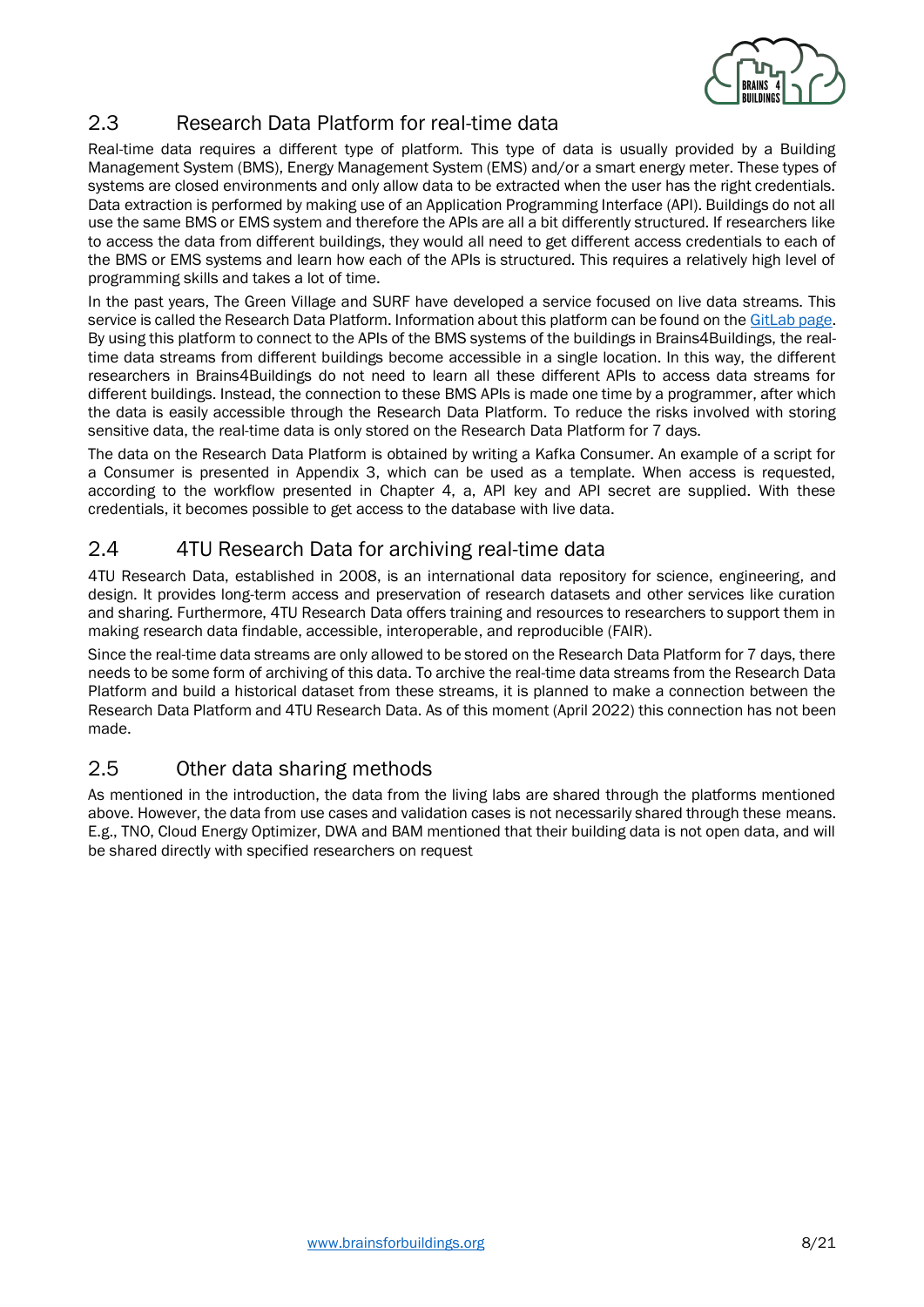## 2.3 Research Data Platform for real-time data

Real-time data requires a different type of platform. This type of data is usually provided by a Building Management System (BMS), Energy Management System (EMS) and/or a smart energy meter. These types of systems are closed environments and only allow data to be extracted when the user has the right credentials. Data extraction is performed by making use of an Application Programming Interface (API). Buildings do not all use the same BMS or EMS system and therefore the APIs are all a bit differently structured. If researchers like to access the data from different buildings, they would all need to get different access credentials to each of the BMS or EMS systems and learn how each of the APIs is structured. This requires a relatively high level of programming skills and takes a lot of time.

In the past years, The Green Village and SURF have developed a service focused on live data streams. This service is called the Research Data Platform. Information about this platform can be found on the GitLab page. By using this platform to connect to the APIs of the BMS systems of the buildings in Brains4Buildings, the real-time data streams from different buildings become accessible in a single location. In this way, the different researchers in Brains4Buildings do not need to learn all these different APIs to access data streams for different buildings. Instead, the connection to these BMS APIs is made one time by a programmer, after which the data is easily accessible through the Research Data Platform. To reduce the risks involved with storing sensitive data, the real-time data is only stored on the Research Data Platform for 7 days.

The data on the Research Data Platform is obtained by writing a Kafka Consumer. An example of a script for a Consumer is presented in Appendix 3, which can be used as a template. When access is requested, according to the workflow presented in Chapter 4, a, API key and API secret are supplied. With these credentials, it becomes possible to get access to the database with live data.

## 2.4 4TU Research Data for archiving real-time data

4TU Research Data, established in 2008, is an international data repository for science, engineering, and design. It provides long-term access and preservation of research datasets and other services like curation and sharing. Furthermore, 4TU Research Data offers training and resources to researchers to support them in making research data findable, accessible, interoperable, and reproducible (FAIR).

Since the real-time data streams are only allowed to be stored on the Research Data Platform for 7 days, there needs to be some form of archiving of this data. To archive the real-time data streams from the Research Data Platform and build a historical dataset from these streams, it is planned to make a connection between the Research Data Platform and 4TU Research Data. As of this moment (April 2022) this connection has not been made.

## 2.5 Other data sharing methods

As mentioned in the introduction, the data from the living labs are shared through the platforms mentioned above. However, the data from use cases and validation cases is not necessarily shared through these means. E.g., TNO, Cloud Energy Optimizer, DWA and BAM mentioned that their building data is not open data, and will be shared directly with specified researchers on request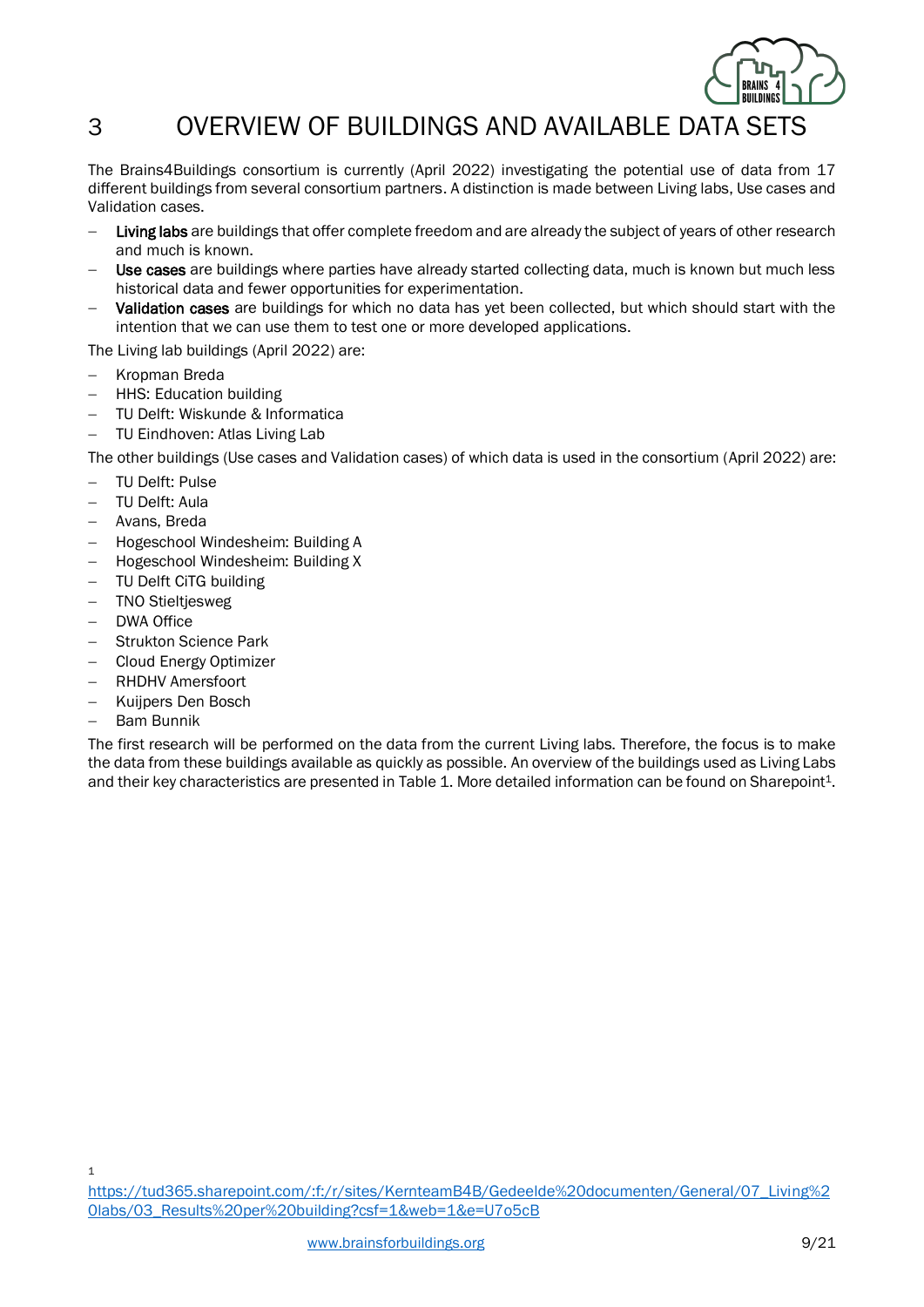# 3 OVERVIEW OF BUILDINGS AND AVAILABLE DATA SETS

The Brains4Buildings consortium is currently (April 2022) investigating the potential use of data from 17 different buildings from several consortium partners. A distinction is made between Living labs, Use cases and Validation cases.

- **Living labs** are buildings that offer complete freedom and are already the subject of years of other research and much is known.
- **Use cases** are buildings where parties have already started collecting data, much is known but much less historical data and fewer opportunities for experimentation.
- **Validation cases** are buildings for which no data has yet been collected, but which should start with the intention that we can use them to test one or more developed applications.

The Living lab buildings (April 2022) are:

- Kropman Breda
- HHS: Education building
- TU Delft: Wiskunde & Informatica
- TU Eindhoven: Atlas Living Lab

The other buildings (Use cases and Validation cases) of which data is used in the consortium (April 2022) are:

- TU Delft: Pulse
- TU Delft: Aula
- Avans, Breda
- Hogeschool Windesheim: Building A
- Hogeschool Windesheim: Building X
- TU Delft CiTG building
- TNO Stieltjesweg
- DWA Office
- Strukton Science Park
- Cloud Energy Optimizer
- RHDHV Amersfoort
- Kuijpers Den Bosch
- Bam Bunnik

The first research will be performed on the data from the current Living labs. Therefore, the focus is to make the data from these buildings available as quickly as possible. An overview of the buildings used as Living Labs and their key characteristics are presented in Table 1. More detailed information can be found on Sharepoint[1].

[1] https://tud365.sharepoint.com/:f:/r/sites/KernteamB4B/Gedeelde%20documenten/General/07_Living%20labs/03_Results%20per%20building?csf=1&web=1&e=U7o5cB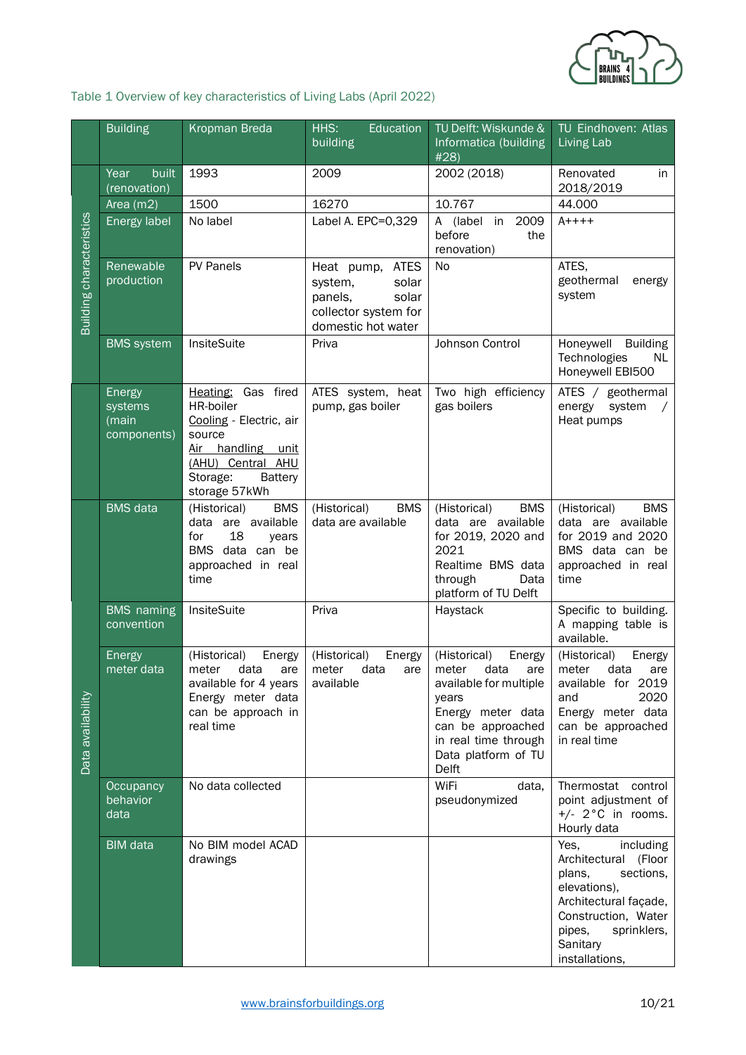Table 1 Overview of key characteristics of Living Labs (April 2022)

| | Building | Kropman Breda | HHS: Education building | TU Delft: Wiskunde & Informatica (building #28) | TU Eindhoven: Atlas Living Lab |
|---|---|---|---|---|---|
| Building characteristics | Year built (renovation) | 1993 | 2009 | 2002 (2018) | Renovated in 2018/2019 |
| | Area (m2) | 1500 | 16270 | 10.767 | 44.000 |
| | Energy label | No label | Label A. EPC=0,329 | A (label in 2009 before the renovation) | A++++ |
| | Renewable production | PV Panels | Heat pump, ATES system, solar panels, solar collector system for domestic hot water | No | ATES, geothermal energy system |
| | BMS system | InsiteSuite | Priva | Johnson Control | Honeywell Building Technologies NL Honeywell EBI500 |
| | Energy systems (main components) | Heating: Gas fired HR-boiler<br>Cooling - Electric, air source<br>Air handling unit (AHU) Central AHU<br>Storage: Battery storage 57kWh | ATES system, heat pump, gas boiler | Two high efficiency gas boilers | ATES / geothermal energy system / Heat pumps |
| Data availability | BMS data | (Historical) BMS data are available for 18 years<br>BMS data can be approached in real time | (Historical) BMS data are available | (Historical) BMS data are available for 2019, 2020 and 2021<br>Realtime BMS data through Data platform of TU Delft | (Historical) BMS data are available for 2019 and 2020<br>BMS data can be approached in real time |
| | BMS naming convention | InsiteSuite | Priva | Haystack | Specific to building. A mapping table is available. |
| | Energy meter data | (Historical) Energy meter data are available for 4 years<br>Energy meter data can be approach in real time | (Historical) Energy meter data are available | (Historical) Energy meter data are available for multiple years<br>Energy meter data can be approached in real time through Data platform of TU Delft | (Historical) Energy meter data are available for 2019 and 2020<br>Energy meter data can be approached in real time |
| | Occupancy behavior data | No data collected | | WiFi data, pseudonymized | Thermostat control point adjustment of +/- 2°C in rooms. Hourly data |
| | BIM data | No BIM model ACAD drawings | | | Yes, including Architectural (Floor plans, sections, elevations), Architectural façade, Construction, Water pipes, sprinklers, Sanitary installations, |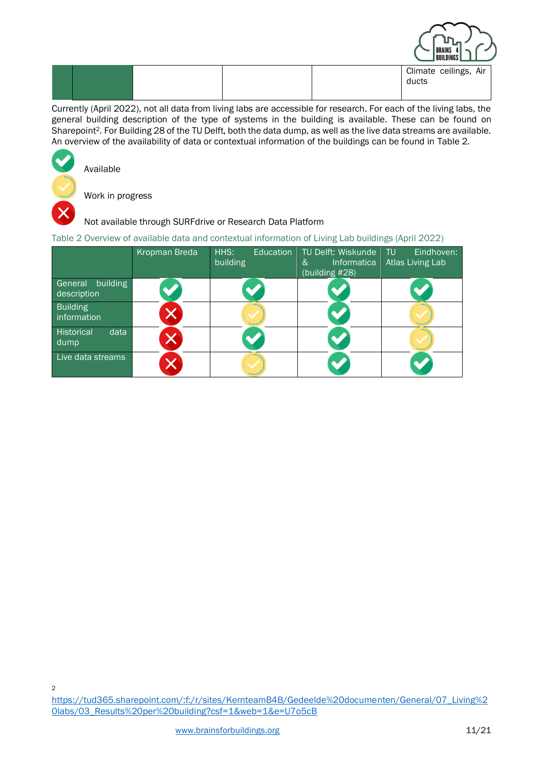| | | | | | Climate ceilings, Air ducts |
|---|---|---|---|---|---|

Currently (April 2022), not all data from living labs are accessible for research. For each of the living labs, the general building description of the type of systems in the building is available. These can be found on Sharepoint[2]. For Building 28 of the TU Delft, both the data dump, as well as the live data streams are available. An overview of the availability of data or contextual information of the buildings can be found in Table 2.

✅ Available

🟡 Work in progress

❌ Not available through SURFdrive or Research Data Platform

Table 2 Overview of available data and contextual information of Living Lab buildings (April 2022)

| | Kropman Breda | HHS: Education building | TU Delft: Wiskunde & Informatica (building #28) | TU Eindhoven: Atlas Living Lab |
|---|---|---|---|---|
| General building description | ✅ | ✅ | ✅ | ✅ |
| Building information | ❌ | 🟡 | ✅ | 🟡 |
| Historical data dump | ❌ | ✅ | ✅ | 🟡 |
| Live data streams | ❌ | 🟡 | ✅ | ✅ |

[2] https://tud365.sharepoint.com/:f:/r/sites/KernteamB4B/Gedeelde%20documenten/General/07_Living%20labs/03_Results%20per%20building?csf=1&web=1&e=U7o5cB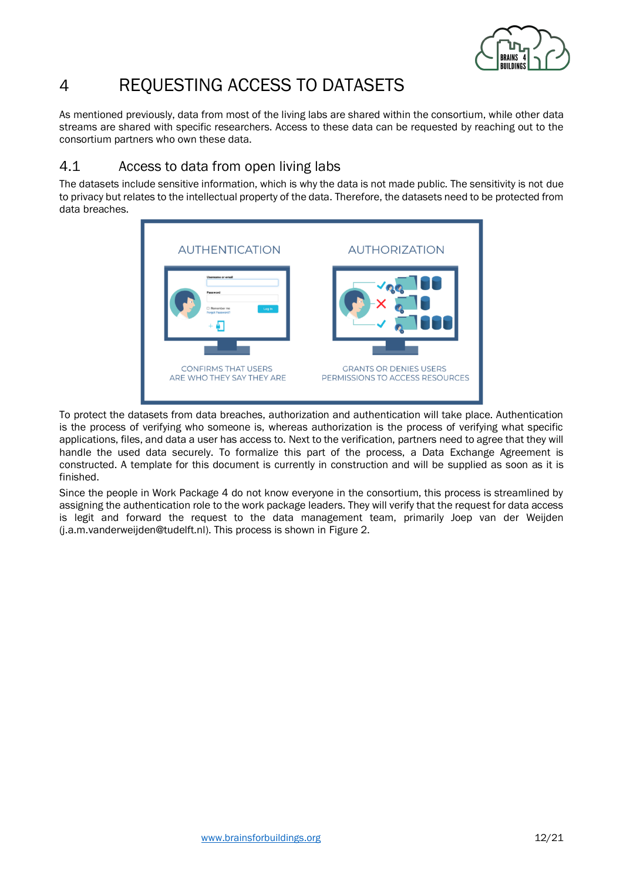# 4 REQUESTING ACCESS TO DATASETS

As mentioned previously, data from most of the living labs are shared within the consortium, while other data streams are shared with specific researchers. Access to these data can be requested by reaching out to the consortium partners who own these data.

## 4.1 Access to data from open living labs

The datasets include sensitive information, which is why the data is not made public. The sensitivity is not due to privacy but relates to the intellectual property of the data. Therefore, the datasets need to be protected from data breaches.

To protect the datasets from data breaches, authorization and authentication will take place. Authentication is the process of verifying who someone is, whereas authorization is the process of verifying what specific applications, files, and data a user has access to. Next to the verification, partners need to agree that they will handle the used data securely. To formalize this part of the process, a Data Exchange Agreement is constructed. A template for this document is currently in construction and will be supplied as soon as it is finished.

Since the people in Work Package 4 do not know everyone in the consortium, this process is streamlined by assigning the authentication role to the work package leaders. They will verify that the request for data access is legit and forward the request to the data management team, primarily Joep van der Weijden (j.a.m.vanderweijden@tudelft.nl). This process is shown in Figure 2.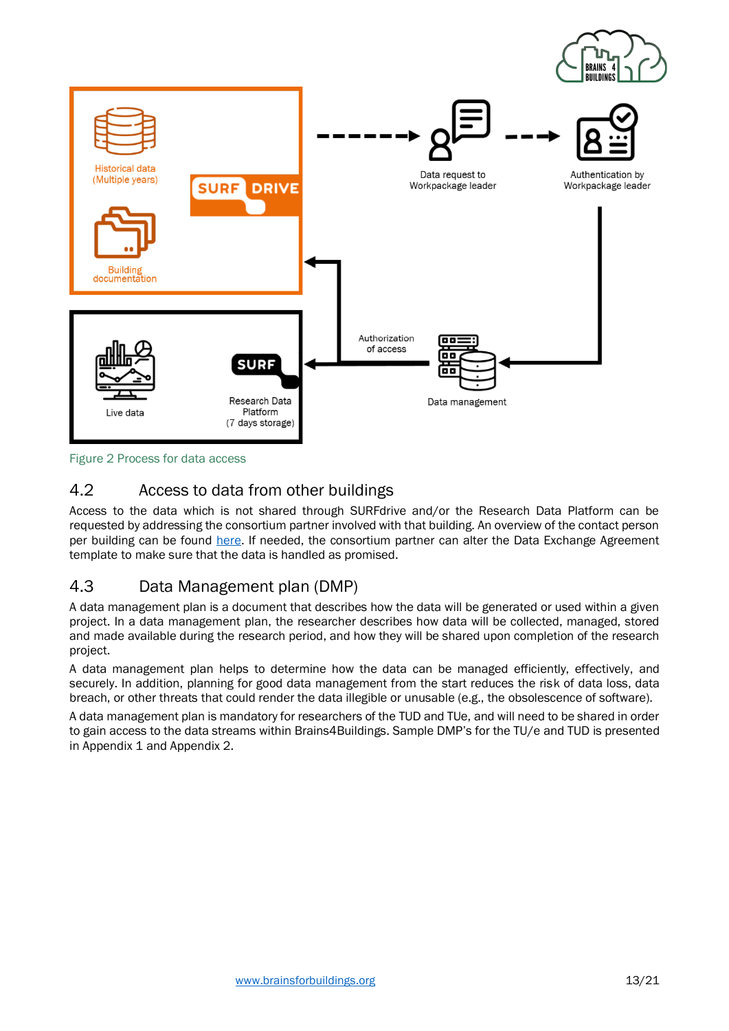Figure 2 Process for data access

## 4.2 Access to data from other buildings

Access to the data which is not shared through SURFdrive and/or the Research Data Platform can be requested by addressing the consortium partner involved with that building. An overview of the contact person per building can be found here. If needed, the consortium partner can alter the Data Exchange Agreement template to make sure that the data is handled as promised.

## 4.3 Data Management plan (DMP)

A data management plan is a document that describes how the data will be generated or used within a given project. In a data management plan, the researcher describes how data will be collected, managed, stored and made available during the research period, and how they will be shared upon completion of the research project.

A data management plan helps to determine how the data can be managed efficiently, effectively, and securely. In addition, planning for good data management from the start reduces the risk of data loss, data breach, or other threats that could render the data illegible or unusable (e.g., the obsolescence of software).

A data management plan is mandatory for researchers of the TUD and TUe, and will need to be shared in order to gain access to the data streams within Brains4Buildings. Sample DMP's for the TU/e and TUD is presented in Appendix 1 and Appendix 2.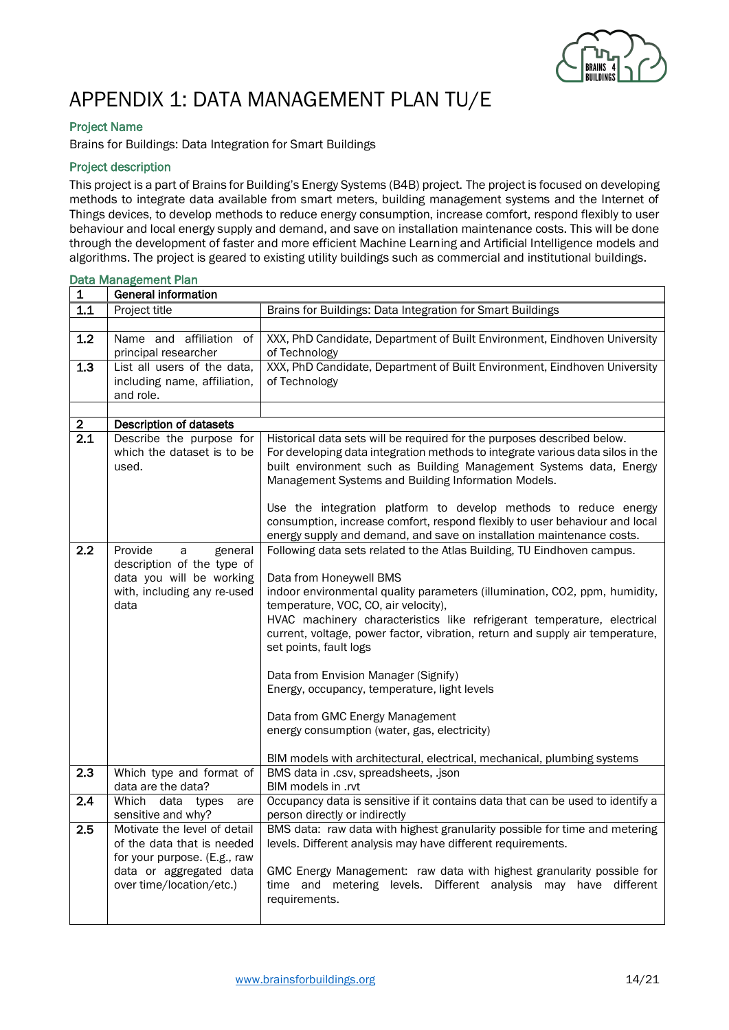# APPENDIX 1: DATA MANAGEMENT PLAN TU/E

### Project Name

Brains for Buildings: Data Integration for Smart Buildings

### Project description

This project is a part of Brains for Building's Energy Systems (B4B) project. The project is focused on developing methods to integrate data available from smart meters, building management systems and the Internet of Things devices, to develop methods to reduce energy consumption, increase comfort, respond flexibly to user behaviour and local energy supply and demand, and save on installation maintenance costs. This will be done through the development of faster and more efficient Machine Learning and Artificial Intelligence models and algorithms. The project is geared to existing utility buildings such as commercial and institutional buildings.

### Data Management Plan

| 1 | General information | |
|---|---|---|
| 1.1 | Project title | Brains for Buildings: Data Integration for Smart Buildings |
| | | |
| 1.2 | Name and affiliation of principal researcher | XXX, PhD Candidate, Department of Built Environment, Eindhoven University of Technology |
| 1.3 | List all users of the data, including name, affiliation, and role. | XXX, PhD Candidate, Department of Built Environment, Eindhoven University of Technology |
| | | |
| **2** | **Description of datasets** | |
| 2.1 | Describe the purpose for which the dataset is to be used. | Historical data sets will be required for the purposes described below.<br>For developing data integration methods to integrate various data silos in the built environment such as Building Management Systems data, Energy Management Systems and Building Information Models.<br><br>Use the integration platform to develop methods to reduce energy consumption, increase comfort, respond flexibly to user behaviour and local energy supply and demand, and save on installation maintenance costs. |
| 2.2 | Provide a general description of the type of data you will be working with, including any re-used data | Following data sets related to the Atlas Building, TU Eindhoven campus.<br><br>Data from Honeywell BMS<br>indoor environmental quality parameters (illumination, CO2, ppm, humidity, temperature, VOC, CO, air velocity),<br>HVAC machinery characteristics like refrigerant temperature, electrical current, voltage, power factor, vibration, return and supply air temperature, set points, fault logs<br><br>Data from Envision Manager (Signify)<br>Energy, occupancy, temperature, light levels<br><br>Data from GMC Energy Management<br>energy consumption (water, gas, electricity)<br><br>BIM models with architectural, electrical, mechanical, plumbing systems |
| 2.3 | Which type and format of data are the data? | BMS data in .csv, spreadsheets, .json<br>BIM models in .rvt |
| 2.4 | Which data types are sensitive and why? | Occupancy data is sensitive if it contains data that can be used to identify a person directly or indirectly |
| 2.5 | Motivate the level of detail of the data that is needed for your purpose. (E.g., raw data or aggregated data over time/location/etc.) | BMS data: raw data with highest granularity possible for time and metering levels. Different analysis may have different requirements.<br><br>GMC Energy Management: raw data with highest granularity possible for time and metering levels. Different analysis may have different requirements. |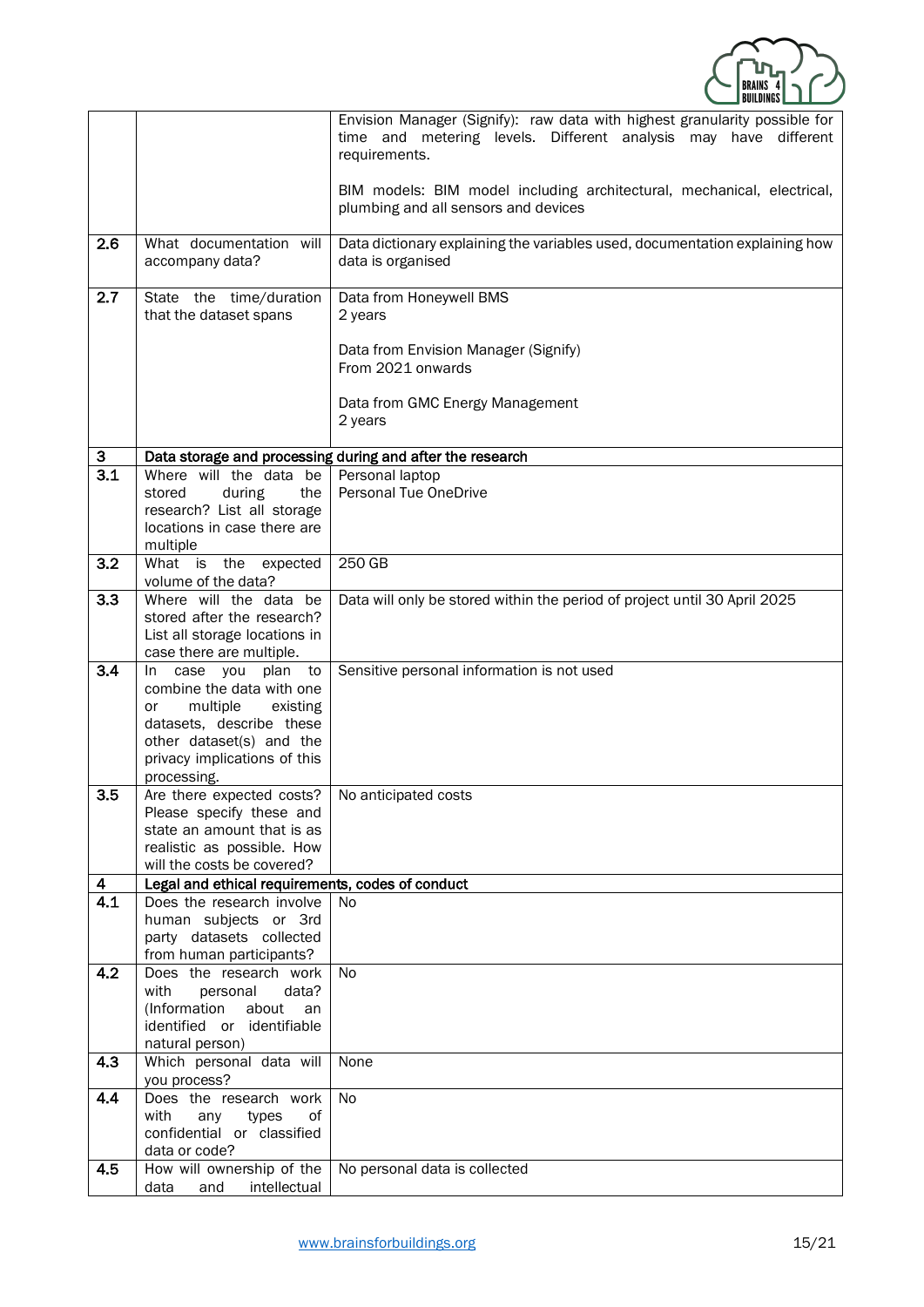| | | |
|---|---|---|
| | | Envision Manager (Signify): raw data with highest granularity possible for time and metering levels. Different analysis may have different requirements.<br><br>BIM models: BIM model including architectural, mechanical, electrical, plumbing and all sensors and devices |
| 2.6 | What documentation will accompany data? | Data dictionary explaining the variables used, documentation explaining how data is organised |
| 2.7 | State the time/duration that the dataset spans | Data from Honeywell BMS<br>2 years<br><br>Data from Envision Manager (Signify)<br>From 2021 onwards<br><br>Data from GMC Energy Management<br>2 years |
| **3** | **Data storage and processing during and after the research** | |
| 3.1 | Where will the data be stored during the research? List all storage locations in case there are multiple | Personal laptop<br>Personal Tue OneDrive |
| 3.2 | What is the expected volume of the data? | 250 GB |
| 3.3 | Where will the data be stored after the research? List all storage locations in case there are multiple. | Data will only be stored within the period of project until 30 April 2025 |
| 3.4 | In case you plan to combine the data with one or multiple existing datasets, describe these other dataset(s) and the privacy implications of this processing. | Sensitive personal information is not used |
| 3.5 | Are there expected costs? Please specify these and state an amount that is as realistic as possible. How will the costs be covered? | No anticipated costs |
| **4** | **Legal and ethical requirements, codes of conduct** | |
| 4.1 | Does the research involve human subjects or 3rd party datasets collected from human participants? | No |
| 4.2 | Does the research work with personal data? (Information about an identified or identifiable natural person) | No |
| 4.3 | Which personal data will you process? | None |
| 4.4 | Does the research work with any types of confidential or classified data or code? | No |
| 4.5 | How will ownership of the data and intellectual | No personal data is collected |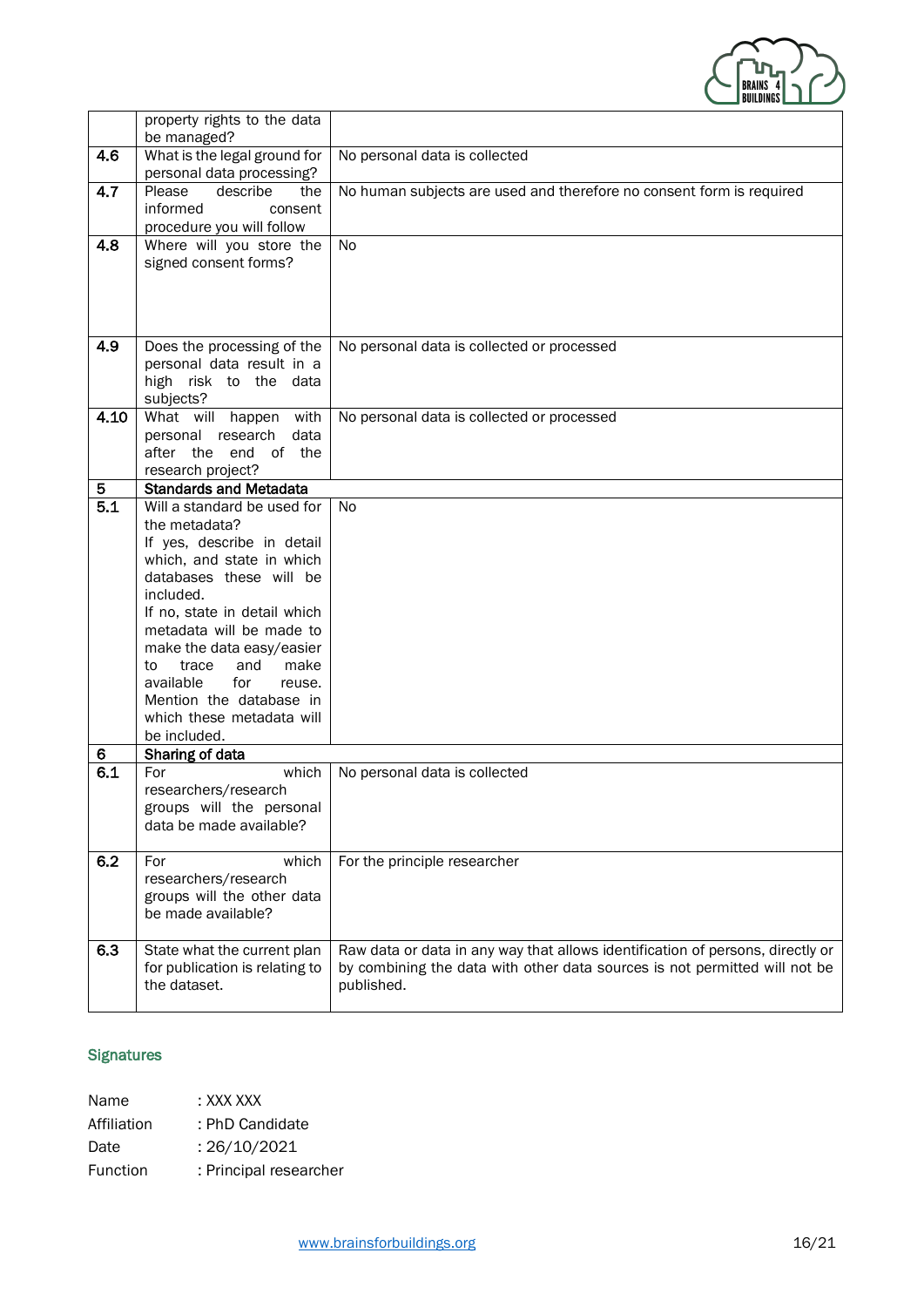|  |  |  |
|---|---|---|
|  | property rights to the data be managed? |  |
| 4.6 | What is the legal ground for personal data processing? | No personal data is collected |
| 4.7 | Please describe the informed consent procedure you will follow | No human subjects are used and therefore no consent form is required |
| 4.8 | Where will you store the signed consent forms? | No |
| 4.9 | Does the processing of the personal data result in a high risk to the data subjects? | No personal data is collected or processed |
| 4.10 | What will happen with personal research data after the end of the research project? | No personal data is collected or processed |
| **5** | **Standards and Metadata** |  |
| 5.1 | Will a standard be used for the metadata? If yes, describe in detail which, and state in which databases these will be included. If no, state in detail which metadata will be made to make the data easy/easier to trace and make available for reuse. Mention the database in which these metadata will be included. | No |
| **6** | **Sharing of data** |  |
| 6.1 | For which researchers/research groups will the personal data be made available? | No personal data is collected |
| 6.2 | For which researchers/research groups will the other data be made available? | For the principle researcher |
| 6.3 | State what the current plan for publication is relating to the dataset. | Raw data or data in any way that allows identification of persons, directly or by combining the data with other data sources is not permitted will not be published. |

## Signatures

Name : XXX XXX

Affiliation : PhD Candidate

Date : 26/10/2021

Function : Principal researcher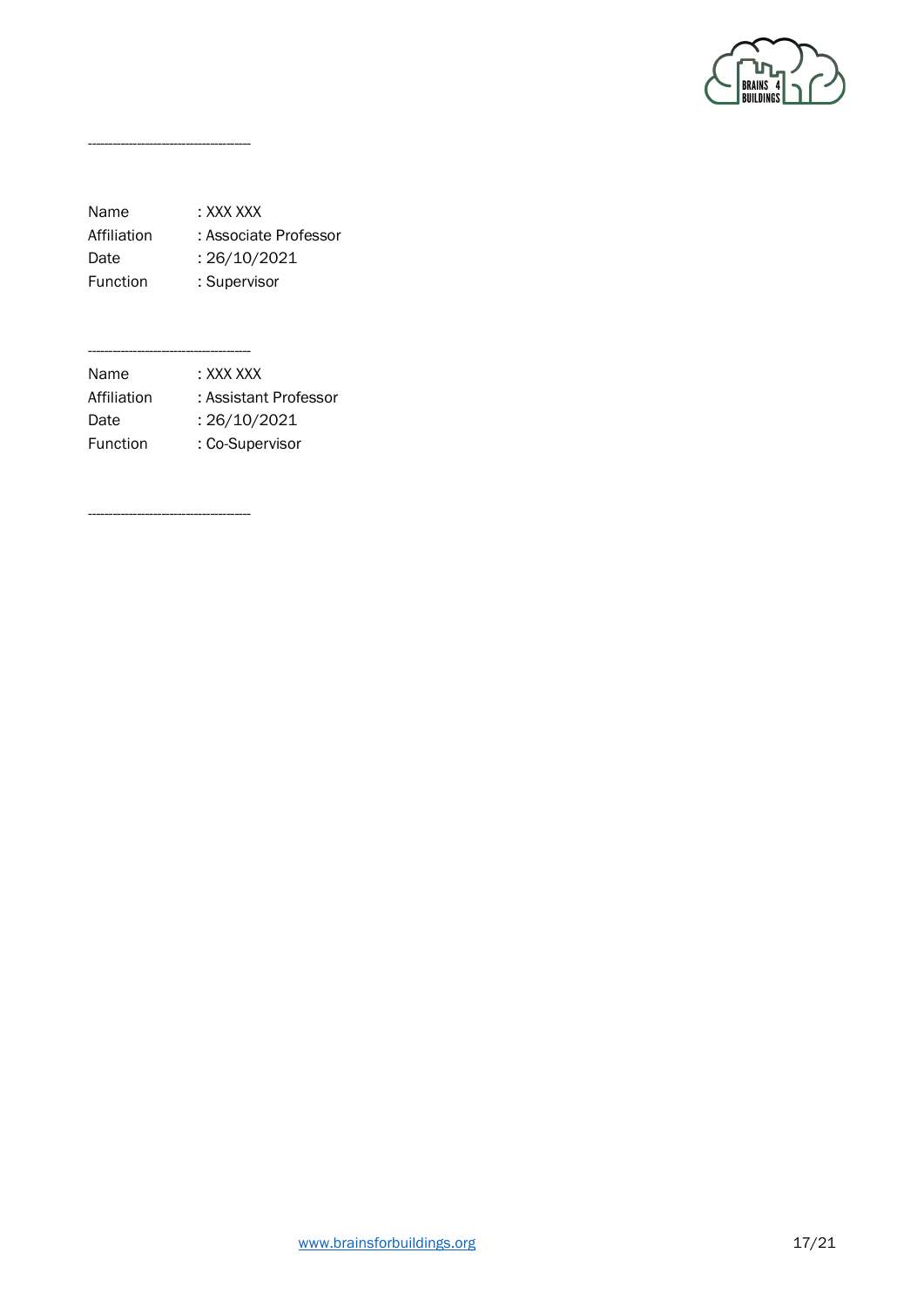------------------------------------------

Name : XXX XXX
Affiliation : Associate Professor
Date : 26/10/2021
Function : Supervisor

------------------------------------------

Name : XXX XXX
Affiliation : Assistant Professor
Date : 26/10/2021
Function : Co-Supervisor

------------------------------------------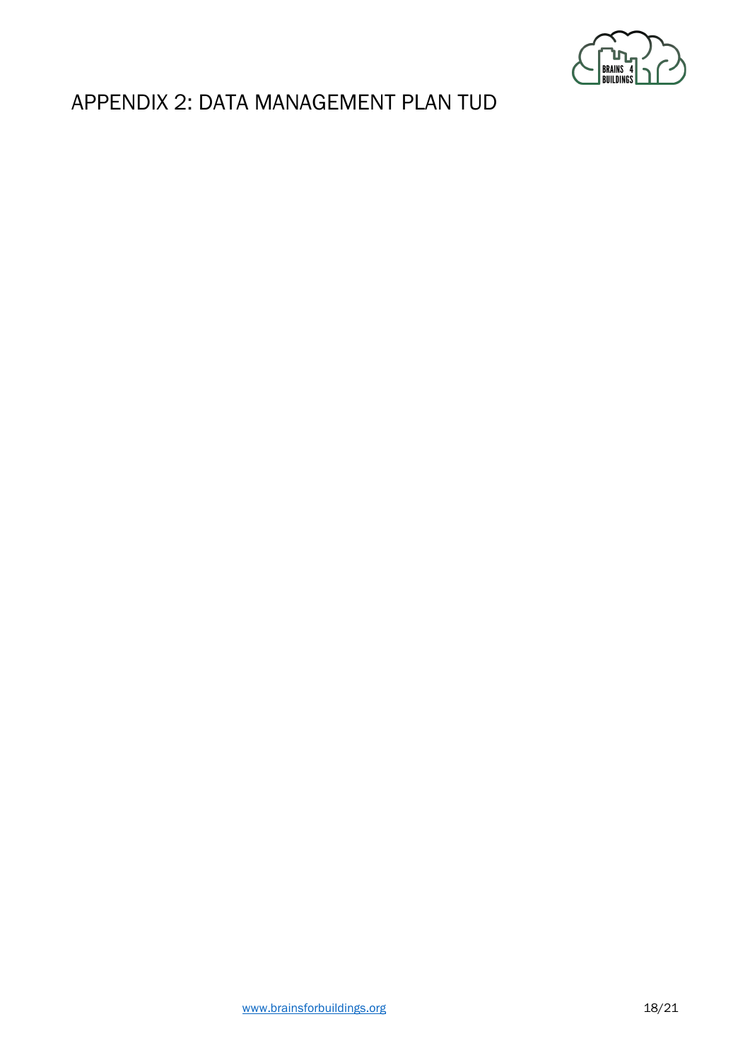# APPENDIX 2: DATA MANAGEMENT PLAN TUD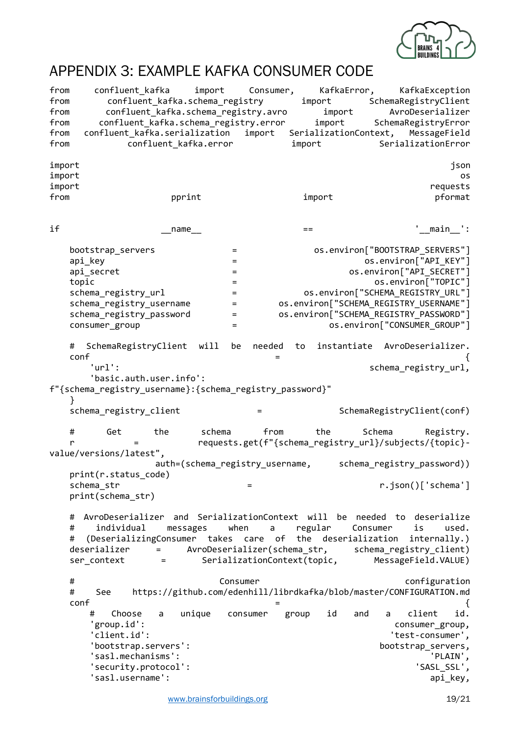# APPENDIX 3: EXAMPLE KAFKA CONSUMER CODE

```
from confluent_kafka import Consumer, KafkaError, KafkaException
from confluent_kafka.schema_registry import SchemaRegistryClient
from confluent_kafka.schema_registry.avro import AvroDeserializer
from confluent_kafka.schema_registry.error import SchemaRegistryError
from confluent_kafka.serialization import SerializationContext, MessageField
from confluent_kafka.error import SerializationError

import json
import os
import requests
from pprint import pformat


if __name__ == '__main__':

    bootstrap_servers = os.environ["BOOTSTRAP_SERVERS"]
    api_key = os.environ["API_KEY"]
    api_secret = os.environ["API_SECRET"]
    topic = os.environ["TOPIC"]
    schema_registry_url = os.environ["SCHEMA_REGISTRY_URL"]
    schema_registry_username = os.environ["SCHEMA_REGISTRY_USERNAME"]
    schema_registry_password = os.environ["SCHEMA_REGISTRY_PASSWORD"]
    consumer_group = os.environ["CONSUMER_GROUP"]

    # SchemaRegistryClient will be needed to instantiate AvroDeserializer.
    conf = {
        'url': schema_registry_url,
        'basic.auth.user.info':
f"{schema_registry_username}:{schema_registry_password}"
    }
    schema_registry_client = SchemaRegistryClient(conf)

    # Get the schema from the Schema Registry.
    r = requests.get(f"{schema_registry_url}/subjects/{topic}-
value/versions/latest",
                     auth=(schema_registry_username, schema_registry_password))
    print(r.status_code)
    schema_str = r.json()['schema']
    print(schema_str)

    # AvroDeserializer and SerializationContext will be needed to deserialize
    # individual messages when a regular Consumer is used.
    # (DeserializingConsumer takes care of the deserialization internally.)
    deserializer = AvroDeserializer(schema_str, schema_registry_client)
    ser_context = SerializationContext(topic, MessageField.VALUE)

    # Consumer configuration
    # See https://github.com/edenhill/librdkafka/blob/master/CONFIGURATION.md
    conf = {
        # Choose a unique consumer group id and a client id.
        'group.id': consumer_group,
        'client.id': 'test-consumer',
        'bootstrap.servers': bootstrap_servers,
        'sasl.mechanisms': 'PLAIN',
        'security.protocol': 'SASL_SSL',
        'sasl.username': api_key,
```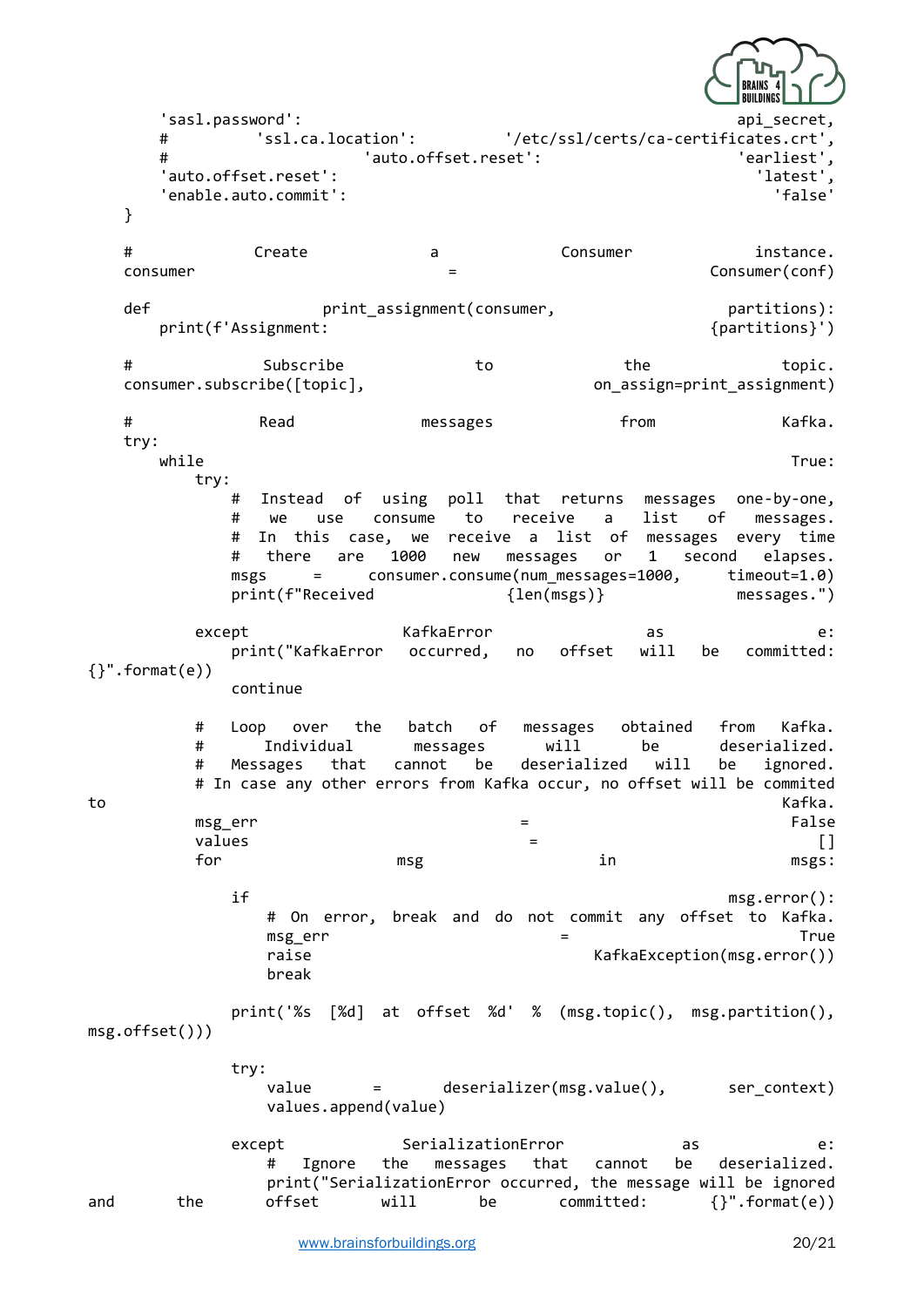```
        'sasl.password':                                      api_secret,
        #         'ssl.ca.location':         '/etc/ssl/certs/ca-certificates.crt',
        #                  'auto.offset.reset':                         'earliest',
        'auto.offset.reset':                                             'latest',
        'enable.auto.commit':                                             'false'
    }

    #           Create            a           Consumer           instance.
    consumer                               =                     Consumer(conf)

    def                 print_assignment(consumer,                     partitions):
        print(f'Assignment:                                    {partitions}')

    #              Subscribe              to             the              topic.
    consumer.subscribe([topic],                    on_assign=print_assignment)

    #              Read              messages              from              Kafka.
    try:
        while                                                              True:
            try:
                #   Instead   of   using   poll   that   returns   messages   one-by-one,
                #   we   use   consume   to   receive   a   list   of   messages.
                #   In  this  case,  we  receive  a  list  of  messages  every  time
                #   there   are   1000   new   messages   or   1   second   elapses.
                msgs     =     consumer.consume(num_messages=1000,      timeout=1.0)
                print(f"Received                {len(msgs)}                messages.")

            except                 KafkaError                 as                 e:
                print("KafkaError   occurred,   no   offset   will   be   committed:
{}".format(e))
                continue

            #   Loop   over   the   batch   of   messages   obtained   from   Kafka.
            #     Individual       messages       will       be       deserialized.
            #   Messages   that   cannot   be   deserialized   will   be   ignored.
            # In case any other errors from Kafka occur, no offset will be commited
to                                                                          Kafka.
            msg_err                              =                              False
            values                                =                                []
            for                   msg                   in                    msgs:

                if                                                       msg.error():
                    #  On  error,  break  and  do  not  commit  any  offset  to  Kafka.
                    msg_err                              =                        True
                    raise                              KafkaException(msg.error())
                    break

                print('%s  [%d]  at  offset  %d'  %  (msg.topic(),  msg.partition(),
msg.offset()))

                try:
                    value      =      deserializer(msg.value(),      ser_context)
                    values.append(value)

                except              SerializationError              as              e:
                    #   Ignore   the   messages   that   cannot   be   deserialized.
                    print("SerializationError occurred, the message will be ignored
and       the       offset       will       be       committed:       {}".format(e))
```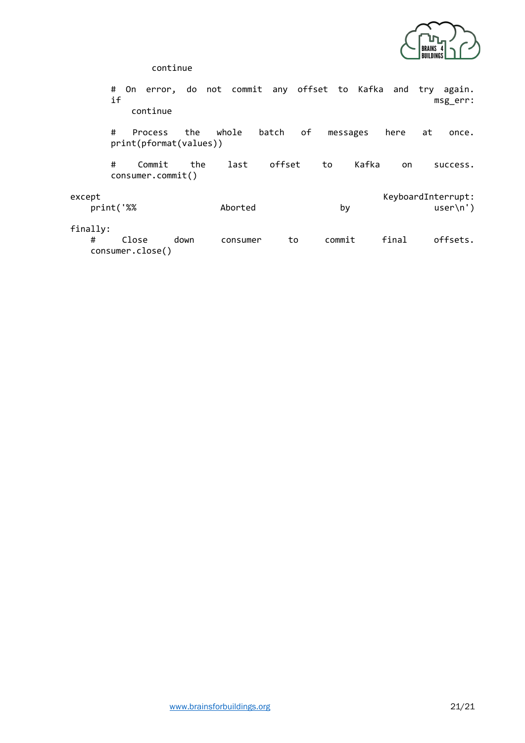```
            continue

        # On error, do not commit any offset to Kafka and try again.
        if msg_err:
            continue

        # Process the whole batch of messages here at once.
        print(pformat(values))

        # Commit the last offset to Kafka on success.
        consumer.commit()

except KeyboardInterrupt:
    print('%% Aborted by user\n')

finally:
    # Close down consumer to commit final offsets.
    consumer.close()
```